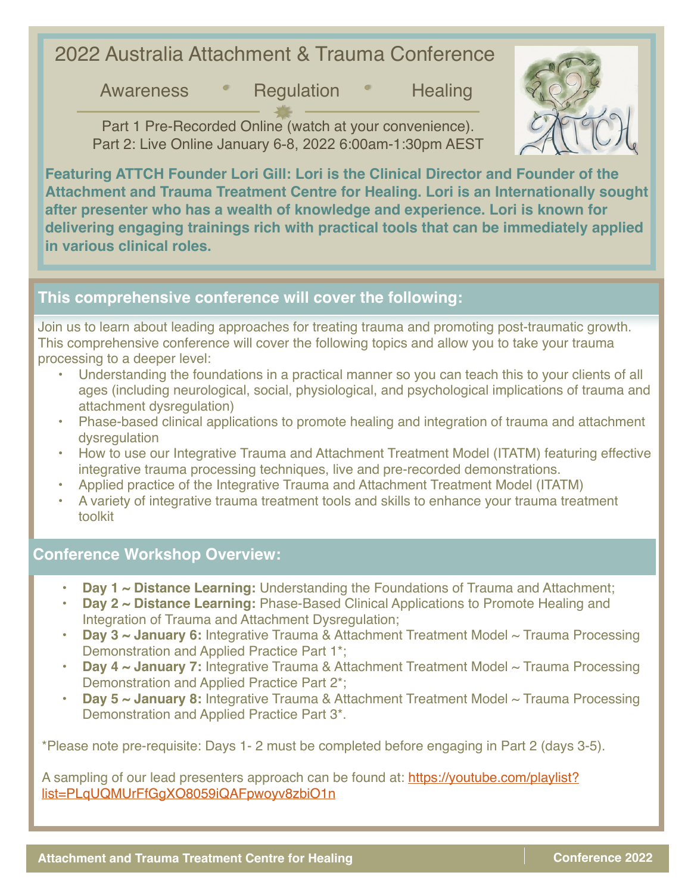# 2022 Australia Attachment & Trauma Conference

Awareness • Regulation • Healing

Part 1 Pre-Recorded Online (watch at your convenience).
Part 2: Live Online January 6-8, 2022 6:00am-1:30pm AEST

**Featuring ATTCH Founder Lori Gill: Lori is the Clinical Director and Founder of the Attachment and Trauma Treatment Centre for Healing. Lori is an Internationally sought after presenter who has a wealth of knowledge and experience. Lori is known for delivering engaging trainings rich with practical tools that can be immediately applied in various clinical roles.**

## This comprehensive conference will cover the following:

Join us to learn about leading approaches for treating trauma and promoting post-traumatic growth. This comprehensive conference will cover the following topics and allow you to take your trauma processing to a deeper level:

- Understanding the foundations in a practical manner so you can teach this to your clients of all ages (including neurological, social, physiological, and psychological implications of trauma and attachment dysregulation)
- Phase-based clinical applications to promote healing and integration of trauma and attachment dysregulation
- How to use our Integrative Trauma and Attachment Treatment Model (ITATM) featuring effective integrative trauma processing techniques, live and pre-recorded demonstrations.
- Applied practice of the Integrative Trauma and Attachment Treatment Model (ITATM)
- A variety of integrative trauma treatment tools and skills to enhance your trauma treatment toolkit

## Conference Workshop Overview:

- **Day 1 ~ Distance Learning:** Understanding the Foundations of Trauma and Attachment;
- **Day 2 ~ Distance Learning:** Phase-Based Clinical Applications to Promote Healing and Integration of Trauma and Attachment Dysregulation;
- **Day 3 ~ January 6:** Integrative Trauma & Attachment Treatment Model ~ Trauma Processing Demonstration and Applied Practice Part 1*;
- **Day 4 ~ January 7:** Integrative Trauma & Attachment Treatment Model ~ Trauma Processing Demonstration and Applied Practice Part 2*;
- **Day 5 ~ January 8:** Integrative Trauma & Attachment Treatment Model ~ Trauma Processing Demonstration and Applied Practice Part 3*.

*Please note pre-requisite: Days 1- 2 must be completed before engaging in Part 2 (days 3-5).

A sampling of our lead presenters approach can be found at: https://youtube.com/playlist?list=PLqUQMUrFfGgXO8059iQAFpwoyv8zbiO1n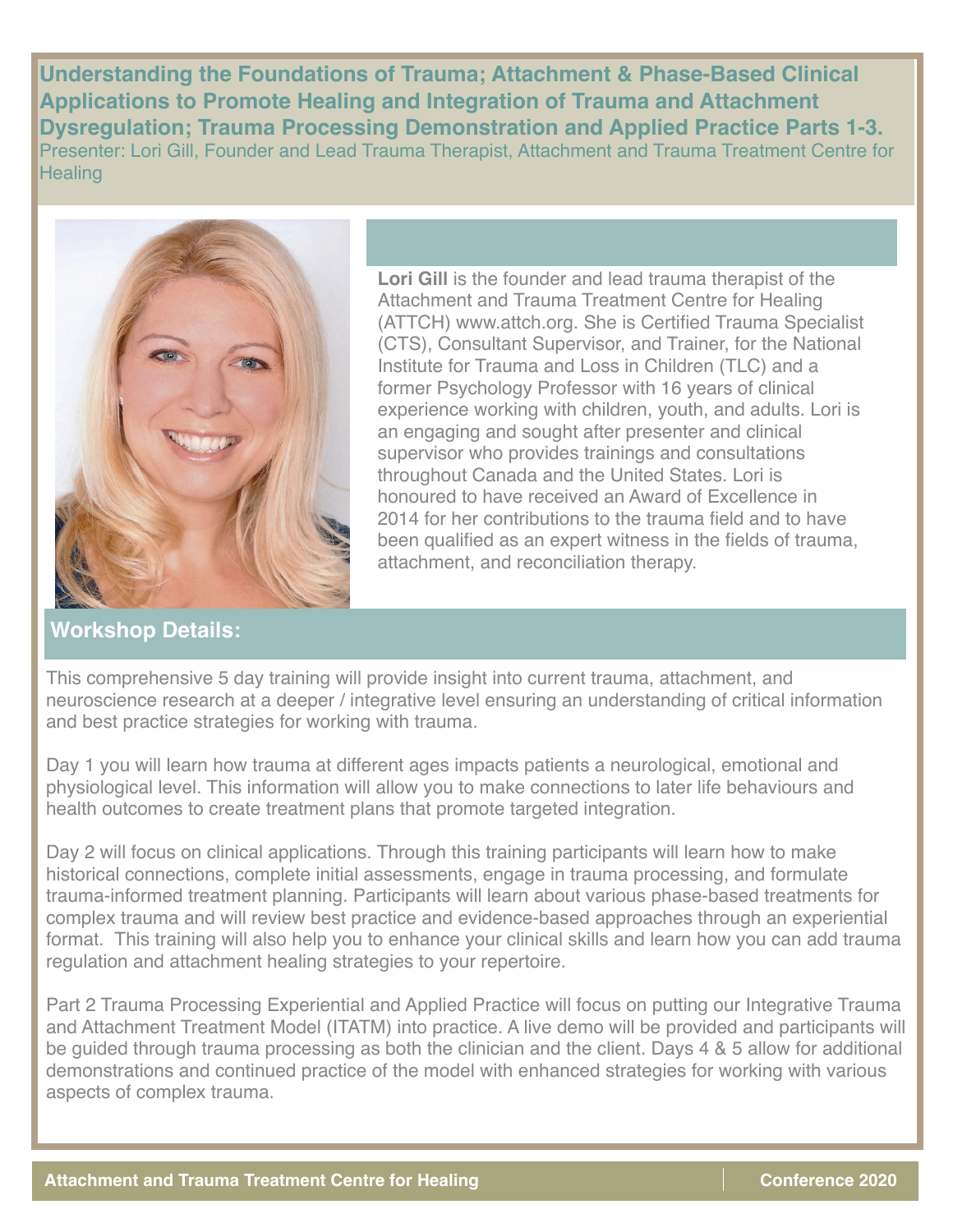## Understanding the Foundations of Trauma; Attachment & Phase-Based Clinical Applications to Promote Healing and Integration of Trauma and Attachment Dysregulation; Trauma Processing Demonstration and Applied Practice Parts 1-3.

Presenter: Lori Gill, Founder and Lead Trauma Therapist, Attachment and Trauma Treatment Centre for Healing

**Lori Gill** is the founder and lead trauma therapist of the Attachment and Trauma Treatment Centre for Healing (ATTCH) www.attch.org. She is Certified Trauma Specialist (CTS), Consultant Supervisor, and Trainer, for the National Institute for Trauma and Loss in Children (TLC) and a former Psychology Professor with 16 years of clinical experience working with children, youth, and adults. Lori is an engaging and sought after presenter and clinical supervisor who provides trainings and consultations throughout Canada and the United States. Lori is honoured to have received an Award of Excellence in 2014 for her contributions to the trauma field and to have been qualified as an expert witness in the fields of trauma, attachment, and reconciliation therapy.

### Workshop Details:

This comprehensive 5 day training will provide insight into current trauma, attachment, and neuroscience research at a deeper / integrative level ensuring an understanding of critical information and best practice strategies for working with trauma.

Day 1 you will learn how trauma at different ages impacts patients a neurological, emotional and physiological level. This information will allow you to make connections to later life behaviours and health outcomes to create treatment plans that promote targeted integration.

Day 2 will focus on clinical applications. Through this training participants will learn how to make historical connections, complete initial assessments, engage in trauma processing, and formulate trauma-informed treatment planning. Participants will learn about various phase-based treatments for complex trauma and will review best practice and evidence-based approaches through an experiential format. This training will also help you to enhance your clinical skills and learn how you can add trauma regulation and attachment healing strategies to your repertoire.

Part 2 Trauma Processing Experiential and Applied Practice will focus on putting our Integrative Trauma and Attachment Treatment Model (ITATM) into practice. A live demo will be provided and participants will be guided through trauma processing as both the clinician and the client. Days 4 & 5 allow for additional demonstrations and continued practice of the model with enhanced strategies for working with various aspects of complex trauma.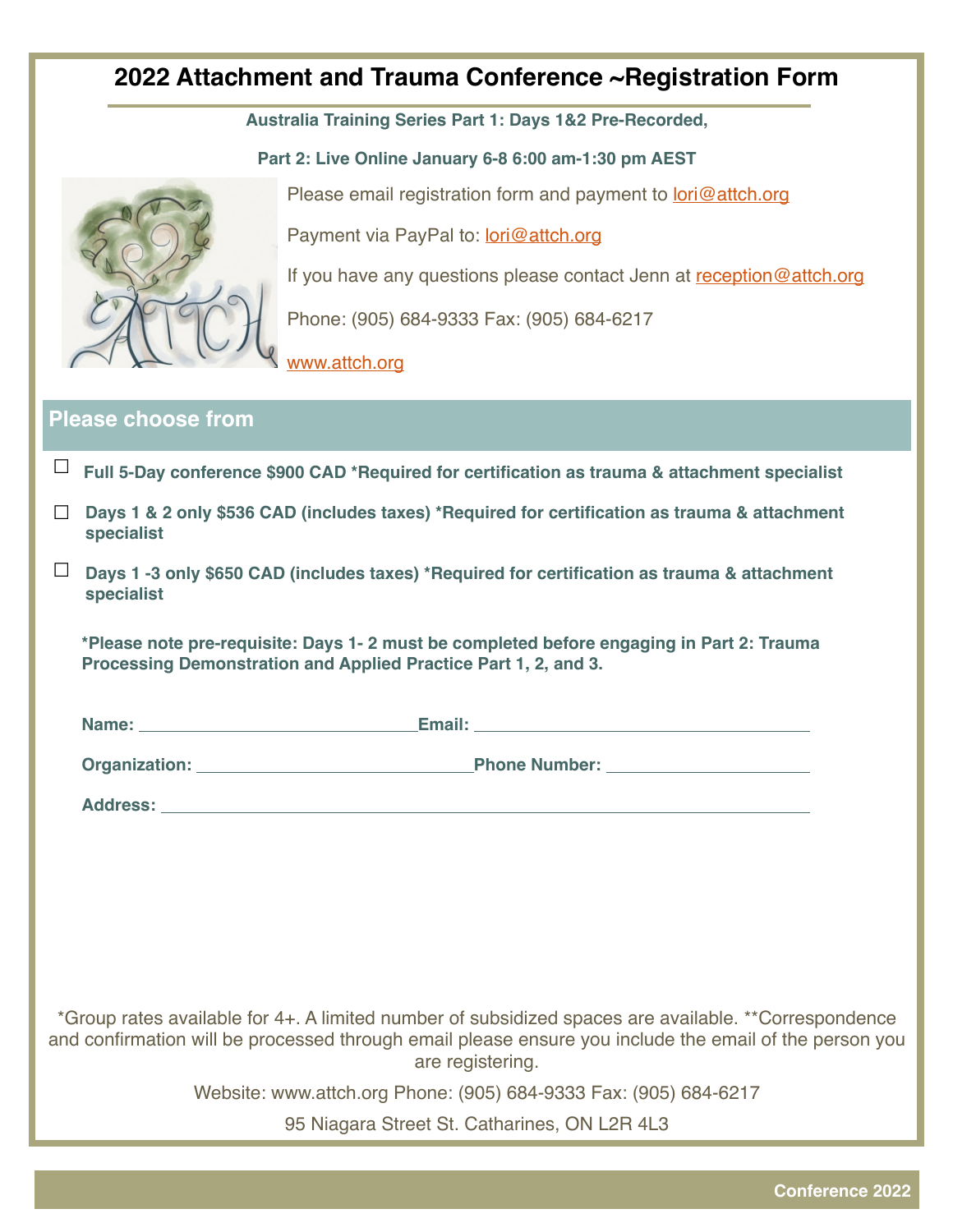# 2022 Attachment and Trauma Conference ~Registration Form

**Australia Training Series Part 1: Days 1&2 Pre-Recorded,**

**Part 2: Live Online January 6-8 6:00 am-1:30 pm AEST**

Please email registration form and payment to lori@attch.org

Payment via PayPal to: lori@attch.org

If you have any questions please contact Jenn at reception@attch.org

Phone: (905) 684-9333 Fax: (905) 684-6217

www.attch.org

## Please choose from

- ☐ **Full 5-Day conference $900 CAD *Required for certification as trauma & attachment specialist**
- ☐ **Days 1 & 2 only $536 CAD (includes taxes) *Required for certification as trauma & attachment specialist**
- ☐ **Days 1 -3 only $650 CAD (includes taxes) *Required for certification as trauma & attachment specialist**

**\*Please note pre-requisite: Days 1- 2 must be completed before engaging in Part 2: Trauma Processing Demonstration and Applied Practice Part 1, 2, and 3.**

**Name:** ______________________________ **Email:** ____________________________________

**Organization:** ______________________________ **Phone Number:** _____________________

**Address:** ____________________________________________________________________

*Group rates available for 4+. A limited number of subsidized spaces are available. **Correspondence and confirmation will be processed through email please ensure you include the email of the person you are registering.

Website: www.attch.org Phone: (905) 684-9333 Fax: (905) 684-6217

95 Niagara Street St. Catharines, ON L2R 4L3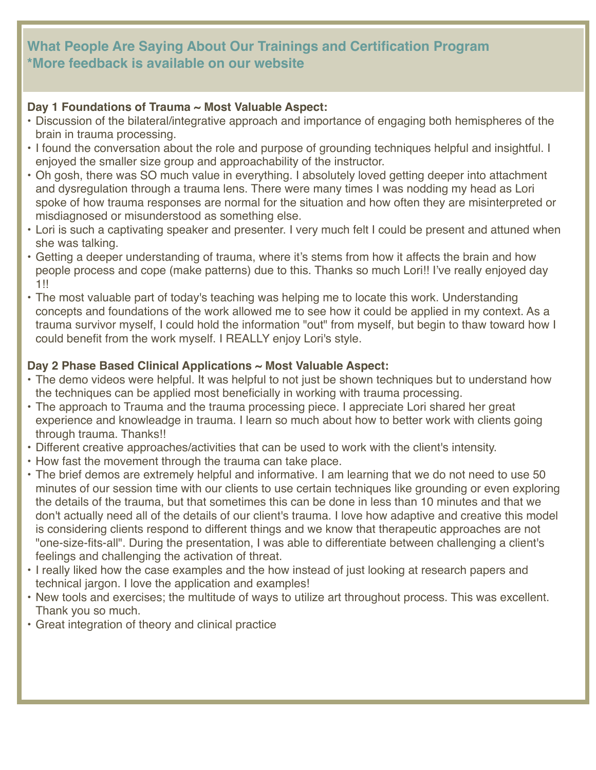## What People Are Saying About Our Trainings and Certification Program
## *More feedback is available on our website

**Day 1 Foundations of Trauma ~ Most Valuable Aspect:**

- Discussion of the bilateral/integrative approach and importance of engaging both hemispheres of the brain in trauma processing.
- I found the conversation about the role and purpose of grounding techniques helpful and insightful. I enjoyed the smaller size group and approachability of the instructor.
- Oh gosh, there was SO much value in everything. I absolutely loved getting deeper into attachment and dysregulation through a trauma lens. There were many times I was nodding my head as Lori spoke of how trauma responses are normal for the situation and how often they are misinterpreted or misdiagnosed or misunderstood as something else.
- Lori is such a captivating speaker and presenter. I very much felt I could be present and attuned when she was talking.
- Getting a deeper understanding of trauma, where it's stems from how it affects the brain and how people process and cope (make patterns) due to this. Thanks so much Lori!! I've really enjoyed day 1!!
- The most valuable part of today's teaching was helping me to locate this work. Understanding concepts and foundations of the work allowed me to see how it could be applied in my context. As a trauma survivor myself, I could hold the information "out" from myself, but begin to thaw toward how I could benefit from the work myself. I REALLY enjoy Lori's style.

**Day 2 Phase Based Clinical Applications ~ Most Valuable Aspect:**

- The demo videos were helpful. It was helpful to not just be shown techniques but to understand how the techniques can be applied most beneficially in working with trauma processing.
- The approach to Trauma and the trauma processing piece. I appreciate Lori shared her great experience and knowleadge in trauma. I learn so much about how to better work with clients going through trauma. Thanks!!
- Different creative approaches/activities that can be used to work with the client's intensity.
- How fast the movement through the trauma can take place.
- The brief demos are extremely helpful and informative. I am learning that we do not need to use 50 minutes of our session time with our clients to use certain techniques like grounding or even exploring the details of the trauma, but that sometimes this can be done in less than 10 minutes and that we don't actually need all of the details of our client's trauma. I love how adaptive and creative this model is considering clients respond to different things and we know that therapeutic approaches are not "one-size-fits-all". During the presentation, I was able to differentiate between challenging a client's feelings and challenging the activation of threat.
- I really liked how the case examples and the how instead of just looking at research papers and technical jargon. I love the application and examples!
- New tools and exercises; the multitude of ways to utilize art throughout process. This was excellent. Thank you so much.
- Great integration of theory and clinical practice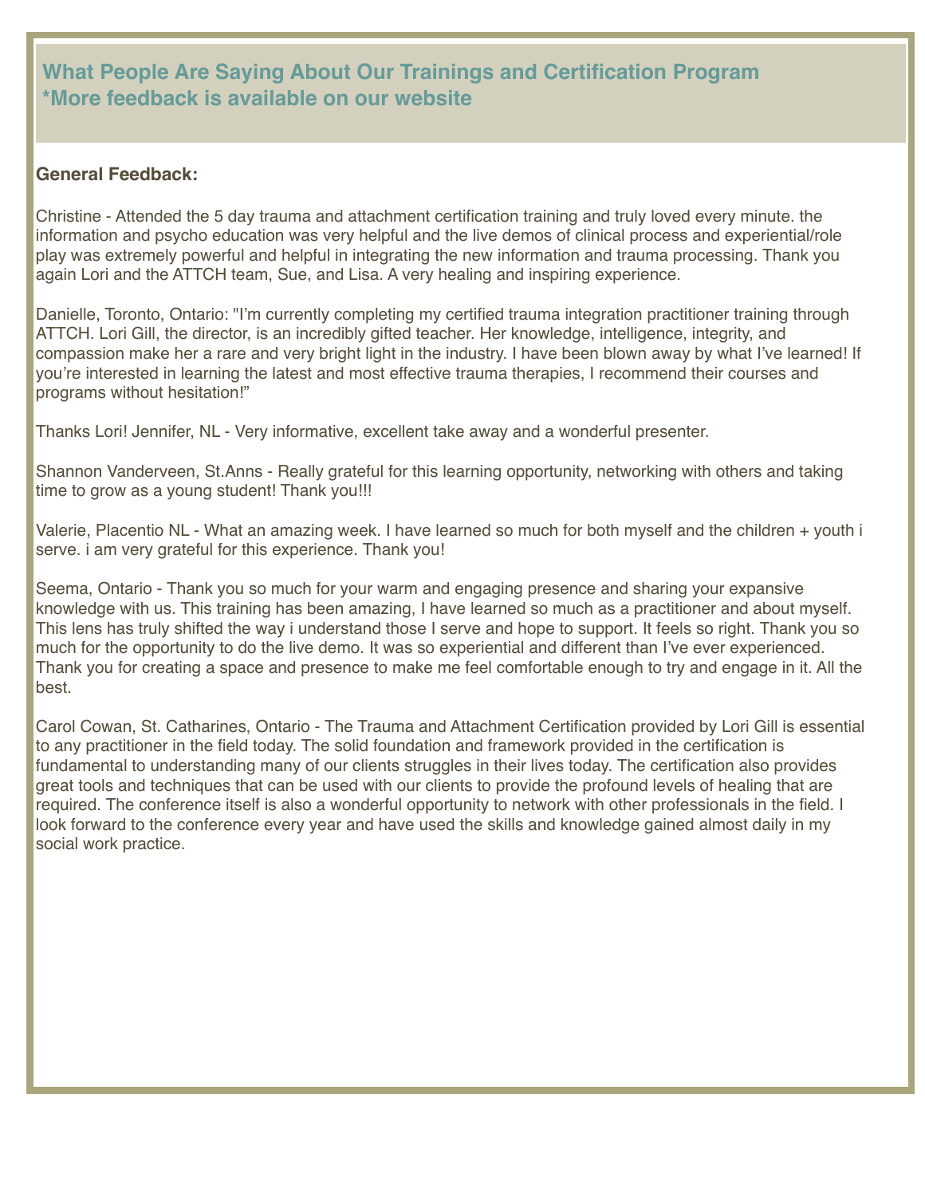## What People Are Saying About Our Trainings and Certification Program
## *More feedback is available on our website

**General Feedback:**

Christine - Attended the 5 day trauma and attachment certification training and truly loved every minute. the information and psycho education was very helpful and the live demos of clinical process and experiential/role play was extremely powerful and helpful in integrating the new information and trauma processing. Thank you again Lori and the ATTCH team, Sue, and Lisa. A very healing and inspiring experience.

Danielle, Toronto, Ontario: "I'm currently completing my certified trauma integration practitioner training through ATTCH. Lori Gill, the director, is an incredibly gifted teacher. Her knowledge, intelligence, integrity, and compassion make her a rare and very bright light in the industry. I have been blown away by what I've learned! If you're interested in learning the latest and most effective trauma therapies, I recommend their courses and programs without hesitation!"

Thanks Lori! Jennifer, NL - Very informative, excellent take away and a wonderful presenter.

Shannon Vanderveen, St.Anns - Really grateful for this learning opportunity, networking with others and taking time to grow as a young student! Thank you!!!

Valerie, Placentio NL - What an amazing week. I have learned so much for both myself and the children + youth i serve. i am very grateful for this experience. Thank you!

Seema, Ontario - Thank you so much for your warm and engaging presence and sharing your expansive knowledge with us. This training has been amazing, I have learned so much as a practitioner and about myself. This lens has truly shifted the way i understand those I serve and hope to support. It feels so right. Thank you so much for the opportunity to do the live demo. It was so experiential and different than I've ever experienced. Thank you for creating a space and presence to make me feel comfortable enough to try and engage in it. All the best.

Carol Cowan, St. Catharines, Ontario - The Trauma and Attachment Certification provided by Lori Gill is essential to any practitioner in the field today. The solid foundation and framework provided in the certification is fundamental to understanding many of our clients struggles in their lives today. The certification also provides great tools and techniques that can be used with our clients to provide the profound levels of healing that are required. The conference itself is also a wonderful opportunity to network with other professionals in the field. I look forward to the conference every year and have used the skills and knowledge gained almost daily in my social work practice.